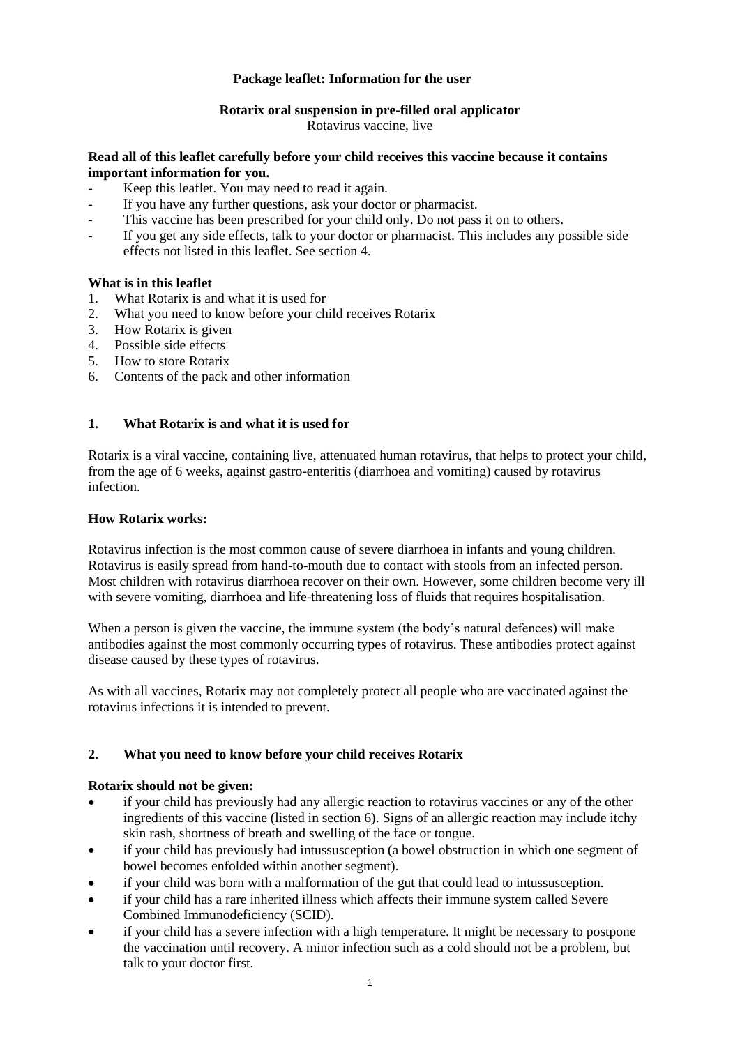**Package leaflet: Information for the user**

**Rotarix oral suspension in pre-filled oral applicator**
Rotavirus vaccine, live

**Read all of this leaflet carefully before your child receives this vaccine because it contains important information for you.**

- Keep this leaflet. You may need to read it again.
- If you have any further questions, ask your doctor or pharmacist.
- This vaccine has been prescribed for your child only. Do not pass it on to others.
- If you get any side effects, talk to your doctor or pharmacist. This includes any possible side effects not listed in this leaflet. See section 4.

**What is in this leaflet**

1. What Rotarix is and what it is used for
2. What you need to know before your child receives Rotarix
3. How Rotarix is given
4. Possible side effects
5. How to store Rotarix
6. Contents of the pack and other information

## 1. What Rotarix is and what it is used for

Rotarix is a viral vaccine, containing live, attenuated human rotavirus, that helps to protect your child, from the age of 6 weeks, against gastro-enteritis (diarrhoea and vomiting) caused by rotavirus infection.

**How Rotarix works:**

Rotavirus infection is the most common cause of severe diarrhoea in infants and young children. Rotavirus is easily spread from hand-to-mouth due to contact with stools from an infected person. Most children with rotavirus diarrhoea recover on their own. However, some children become very ill with severe vomiting, diarrhoea and life-threatening loss of fluids that requires hospitalisation.

When a person is given the vaccine, the immune system (the body's natural defences) will make antibodies against the most commonly occurring types of rotavirus. These antibodies protect against disease caused by these types of rotavirus.

As with all vaccines, Rotarix may not completely protect all people who are vaccinated against the rotavirus infections it is intended to prevent.

## 2. What you need to know before your child receives Rotarix

**Rotarix should not be given:**

- if your child has previously had any allergic reaction to rotavirus vaccines or any of the other ingredients of this vaccine (listed in section 6). Signs of an allergic reaction may include itchy skin rash, shortness of breath and swelling of the face or tongue.
- if your child has previously had intussusception (a bowel obstruction in which one segment of bowel becomes enfolded within another segment).
- if your child was born with a malformation of the gut that could lead to intussusception.
- if your child has a rare inherited illness which affects their immune system called Severe Combined Immunodeficiency (SCID).
- if your child has a severe infection with a high temperature. It might be necessary to postpone the vaccination until recovery. A minor infection such as a cold should not be a problem, but talk to your doctor first.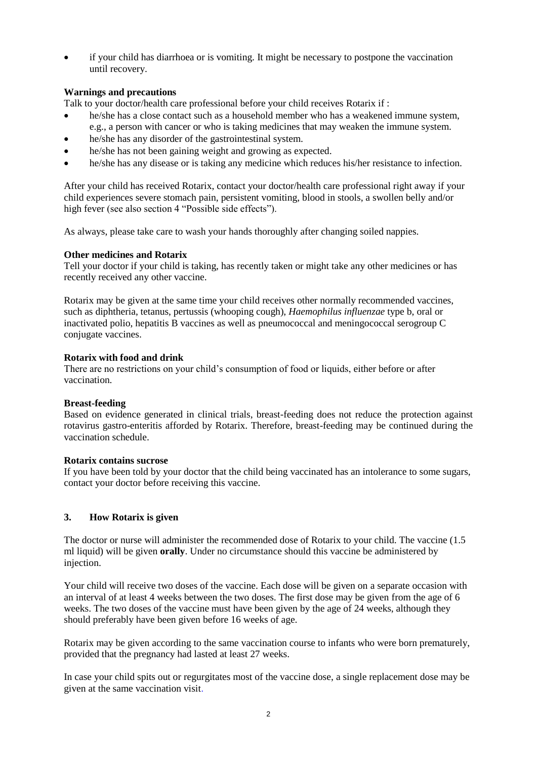- if your child has diarrhoea or is vomiting. It might be necessary to postpone the vaccination until recovery.

**Warnings and precautions**

Talk to your doctor/health care professional before your child receives Rotarix if :

- he/she has a close contact such as a household member who has a weakened immune system, e.g., a person with cancer or who is taking medicines that may weaken the immune system.
- he/she has any disorder of the gastrointestinal system.
- he/she has not been gaining weight and growing as expected.
- he/she has any disease or is taking any medicine which reduces his/her resistance to infection.

After your child has received Rotarix, contact your doctor/health care professional right away if your child experiences severe stomach pain, persistent vomiting, blood in stools, a swollen belly and/or high fever (see also section 4 "Possible side effects").

As always, please take care to wash your hands thoroughly after changing soiled nappies.

**Other medicines and Rotarix**

Tell your doctor if your child is taking, has recently taken or might take any other medicines or has recently received any other vaccine.

Rotarix may be given at the same time your child receives other normally recommended vaccines, such as diphtheria, tetanus, pertussis (whooping cough), *Haemophilus influenzae* type b, oral or inactivated polio, hepatitis B vaccines as well as pneumococcal and meningococcal serogroup C conjugate vaccines.

**Rotarix with food and drink**

There are no restrictions on your child's consumption of food or liquids, either before or after vaccination.

**Breast-feeding**

Based on evidence generated in clinical trials, breast-feeding does not reduce the protection against rotavirus gastro-enteritis afforded by Rotarix. Therefore, breast-feeding may be continued during the vaccination schedule.

**Rotarix contains sucrose**

If you have been told by your doctor that the child being vaccinated has an intolerance to some sugars, contact your doctor before receiving this vaccine.

## 3. How Rotarix is given

The doctor or nurse will administer the recommended dose of Rotarix to your child. The vaccine (1.5 ml liquid) will be given **orally**. Under no circumstance should this vaccine be administered by injection.

Your child will receive two doses of the vaccine. Each dose will be given on a separate occasion with an interval of at least 4 weeks between the two doses. The first dose may be given from the age of 6 weeks. The two doses of the vaccine must have been given by the age of 24 weeks, although they should preferably have been given before 16 weeks of age.

Rotarix may be given according to the same vaccination course to infants who were born prematurely, provided that the pregnancy had lasted at least 27 weeks.

In case your child spits out or regurgitates most of the vaccine dose, a single replacement dose may be given at the same vaccination visit.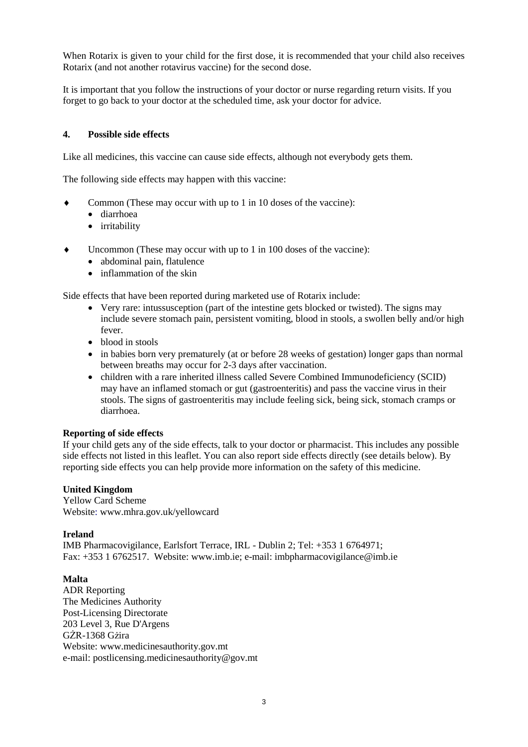When Rotarix is given to your child for the first dose, it is recommended that your child also receives Rotarix (and not another rotavirus vaccine) for the second dose.

It is important that you follow the instructions of your doctor or nurse regarding return visits. If you forget to go back to your doctor at the scheduled time, ask your doctor for advice.

## 4. Possible side effects

Like all medicines, this vaccine can cause side effects, although not everybody gets them.

The following side effects may happen with this vaccine:

- Common (These may occur with up to 1 in 10 doses of the vaccine):
  - diarrhoea
  - irritability

- Uncommon (These may occur with up to 1 in 100 doses of the vaccine):
  - abdominal pain, flatulence
  - inflammation of the skin

Side effects that have been reported during marketed use of Rotarix include:

- Very rare: intussusception (part of the intestine gets blocked or twisted). The signs may include severe stomach pain, persistent vomiting, blood in stools, a swollen belly and/or high fever.
- blood in stools
- in babies born very prematurely (at or before 28 weeks of gestation) longer gaps than normal between breaths may occur for 2-3 days after vaccination.
- children with a rare inherited illness called Severe Combined Immunodeficiency (SCID) may have an inflamed stomach or gut (gastroenteritis) and pass the vaccine virus in their stools. The signs of gastroenteritis may include feeling sick, being sick, stomach cramps or diarrhoea.

**Reporting of side effects**
If your child gets any of the side effects, talk to your doctor or pharmacist. This includes any possible side effects not listed in this leaflet. You can also report side effects directly (see details below). By reporting side effects you can help provide more information on the safety of this medicine.

**United Kingdom**
Yellow Card Scheme
Website: www.mhra.gov.uk/yellowcard

**Ireland**
IMB Pharmacovigilance, Earlsfort Terrace, IRL - Dublin 2; Tel: +353 1 6764971;
Fax: +353 1 6762517. Website: www.imb.ie; e-mail: imbpharmacovigilance@imb.ie

**Malta**
ADR Reporting
The Medicines Authority
Post-Licensing Directorate
203 Level 3, Rue D'Argens
GŻR-1368 Gżira
Website: www.medicinesauthority.gov.mt
e-mail: postlicensing.medicinesauthority@gov.mt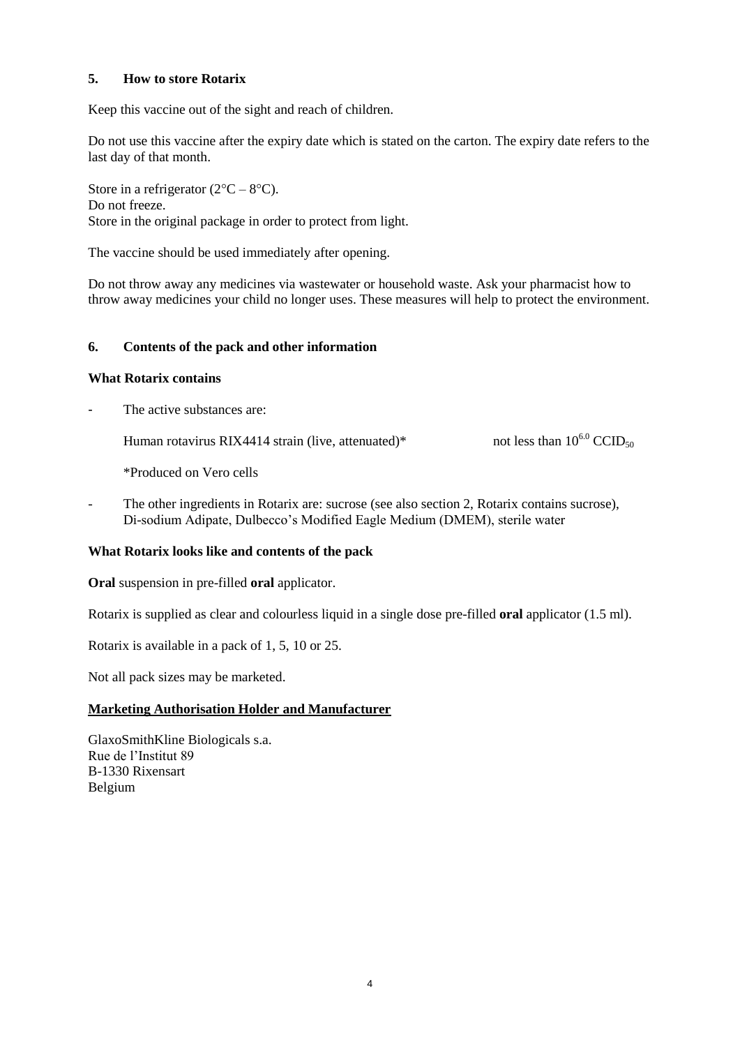## 5. How to store Rotarix

Keep this vaccine out of the sight and reach of children.

Do not use this vaccine after the expiry date which is stated on the carton. The expiry date refers to the last day of that month.

Store in a refrigerator (2°C – 8°C).
Do not freeze.
Store in the original package in order to protect from light.

The vaccine should be used immediately after opening.

Do not throw away any medicines via wastewater or household waste. Ask your pharmacist how to throw away medicines your child no longer uses. These measures will help to protect the environment.

## 6. Contents of the pack and other information

### What Rotarix contains

- The active substances are:

  Human rotavirus RIX4414 strain (live, attenuated)* not less than $10^{6.0}$ $CCID_{50}$

  *Produced on Vero cells

- The other ingredients in Rotarix are: sucrose (see also section 2, Rotarix contains sucrose), Di-sodium Adipate, Dulbecco's Modified Eagle Medium (DMEM), sterile water

### What Rotarix looks like and contents of the pack

**Oral** suspension in pre-filled **oral** applicator.

Rotarix is supplied as clear and colourless liquid in a single dose pre-filled **oral** applicator (1.5 ml).

Rotarix is available in a pack of 1, 5, 10 or 25.

Not all pack sizes may be marketed.

### Marketing Authorisation Holder and Manufacturer

GlaxoSmithKline Biologicals s.a.
Rue de l'Institut 89
B-1330 Rixensart
Belgium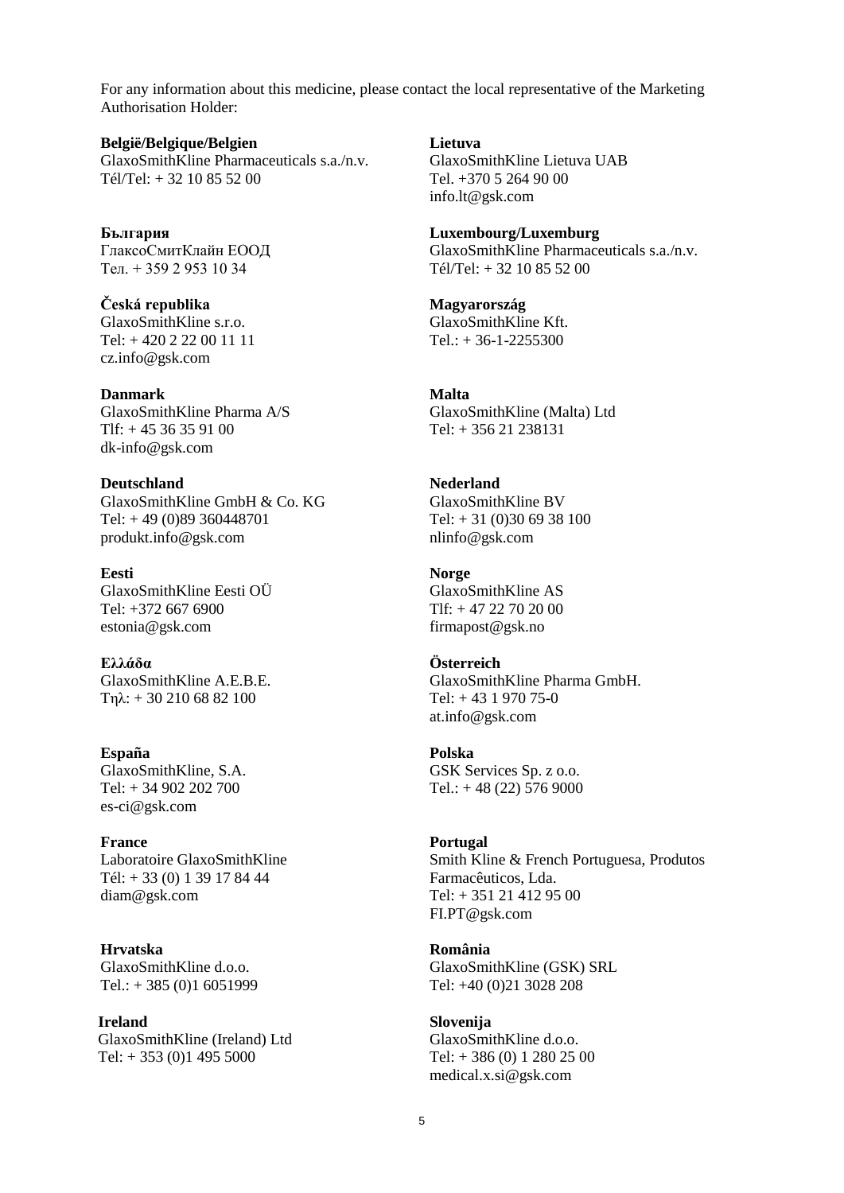For any information about this medicine, please contact the local representative of the Marketing Authorisation Holder:

**België/Belgique/Belgien**
GlaxoSmithKline Pharmaceuticals s.a./n.v.
Tél/Tel: + 32 10 85 52 00

**България**
ГлаксоСмитКлайн ЕООД
Тел. + 359 2 953 10 34

**Česká republika**
GlaxoSmithKline s.r.o.
Tel: + 420 2 22 00 11 11
cz.info@gsk.com

**Danmark**
GlaxoSmithKline Pharma A/S
Tlf: + 45 36 35 91 00
dk-info@gsk.com

**Deutschland**
GlaxoSmithKline GmbH & Co. KG
Tel: + 49 (0)89 360448701
produkt.info@gsk.com

**Eesti**
GlaxoSmithKline Eesti OÜ
Tel: +372 667 6900
estonia@gsk.com

**Ελλάδα**
GlaxoSmithKline A.E.B.E.
Τηλ: + 30 210 68 82 100

**España**
GlaxoSmithKline, S.A.
Tel: + 34 902 202 700
es-ci@gsk.com

**France**
Laboratoire GlaxoSmithKline
Tél: + 33 (0) 1 39 17 84 44
diam@gsk.com

**Hrvatska**
GlaxoSmithKline d.o.o.
Tel.: + 385 (0)1 6051999

**Ireland**
GlaxoSmithKline (Ireland) Ltd
Tel: + 353 (0)1 495 5000

**Lietuva**
GlaxoSmithKline Lietuva UAB
Tel. +370 5 264 90 00
info.lt@gsk.com

**Luxembourg/Luxemburg**
GlaxoSmithKline Pharmaceuticals s.a./n.v.
Tél/Tel: + 32 10 85 52 00

**Magyarország**
GlaxoSmithKline Kft.
Tel.: + 36-1-2255300

**Malta**
GlaxoSmithKline (Malta) Ltd
Tel: + 356 21 238131

**Nederland**
GlaxoSmithKline BV
Tel: + 31 (0)30 69 38 100
nlinfo@gsk.com

**Norge**
GlaxoSmithKline AS
Tlf: + 47 22 70 20 00
firmapost@gsk.no

**Österreich**
GlaxoSmithKline Pharma GmbH.
Tel: + 43 1 970 75-0
at.info@gsk.com

**Polska**
GSK Services Sp. z o.o.
Tel.: + 48 (22) 576 9000

**Portugal**
Smith Kline & French Portuguesa, Produtos Farmacêuticos, Lda.
Tel: + 351 21 412 95 00
FI.PT@gsk.com

**România**
GlaxoSmithKline (GSK) SRL
Tel: +40 (0)21 3028 208

**Slovenija**
GlaxoSmithKline d.o.o.
Tel: + 386 (0) 1 280 25 00
medical.x.si@gsk.com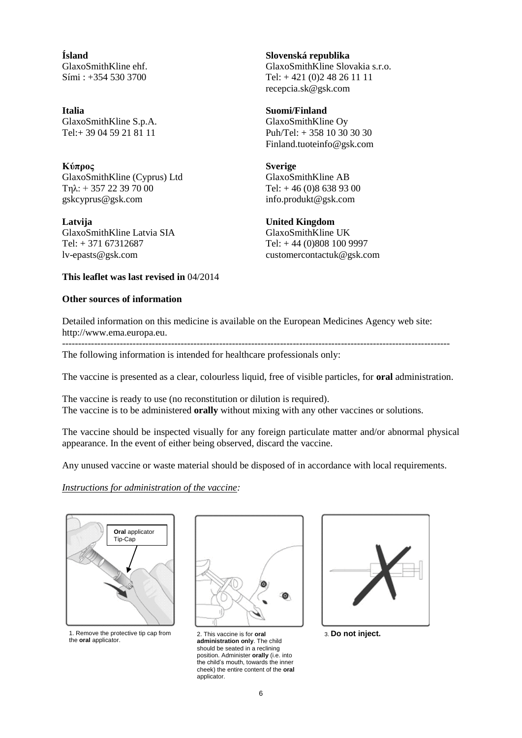**Ísland**
GlaxoSmithKline ehf.
Sími : +354 530 3700

**Italia**
GlaxoSmithKline S.p.A.
Tel:+ 39 04 59 21 81 11

**Κύπρος**
GlaxoSmithKline (Cyprus) Ltd
Τηλ: + 357 22 39 70 00
gskcyprus@gsk.com

**Latvija**
GlaxoSmithKline Latvia SIA
Tel: + 371 67312687
lv-epasts@gsk.com

**Slovenská republika**
GlaxoSmithKline Slovakia s.r.o.
Tel: + 421 (0)2 48 26 11 11
recepcia.sk@gsk.com

**Suomi/Finland**
GlaxoSmithKline Oy
Puh/Tel: + 358 10 30 30 30
Finland.tuoteinfo@gsk.com

**Sverige**
GlaxoSmithKline AB
Tel: + 46 (0)8 638 93 00
info.produkt@gsk.com

**United Kingdom**
GlaxoSmithKline UK
Tel: + 44 (0)808 100 9997
customercontactuk@gsk.com

**This leaflet was last revised in** 04/2014

**Other sources of information**

Detailed information on this medicine is available on the European Medicines Agency web site: http://www.ema.europa.eu.

---

The following information is intended for healthcare professionals only:

The vaccine is presented as a clear, colourless liquid, free of visible particles, for **oral** administration.

The vaccine is ready to use (no reconstitution or dilution is required).
The vaccine is to be administered **orally** without mixing with any other vaccines or solutions.

The vaccine should be inspected visually for any foreign particulate matter and/or abnormal physical appearance. In the event of either being observed, discard the vaccine.

Any unused vaccine or waste material should be disposed of in accordance with local requirements.

*Instructions for administration of the vaccine:*

**Oral** applicator Tip-Cap

1. Remove the protective tip cap from the **oral** applicator.

2. This vaccine is for **oral administration only**. The child should be seated in a reclining position. Administer **orally** (i.e. into the child's mouth, towards the inner cheek) the entire content of the **oral** applicator.

3. **Do not inject.**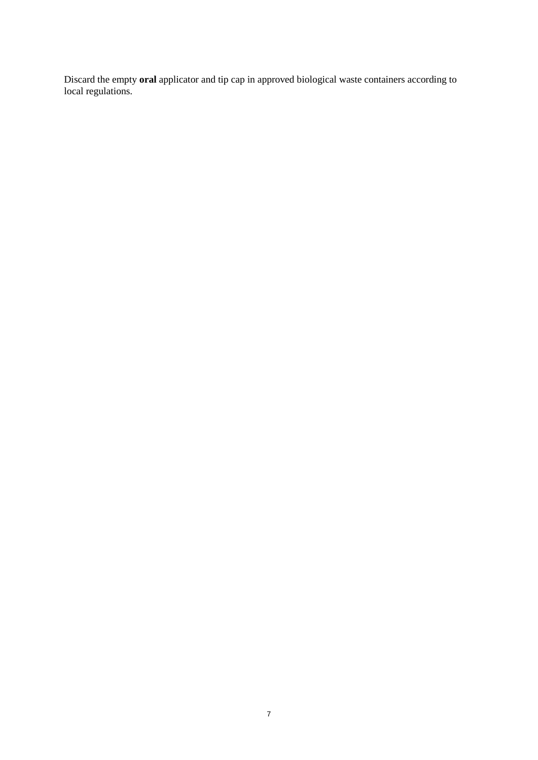Discard the empty **oral** applicator and tip cap in approved biological waste containers according to local regulations.